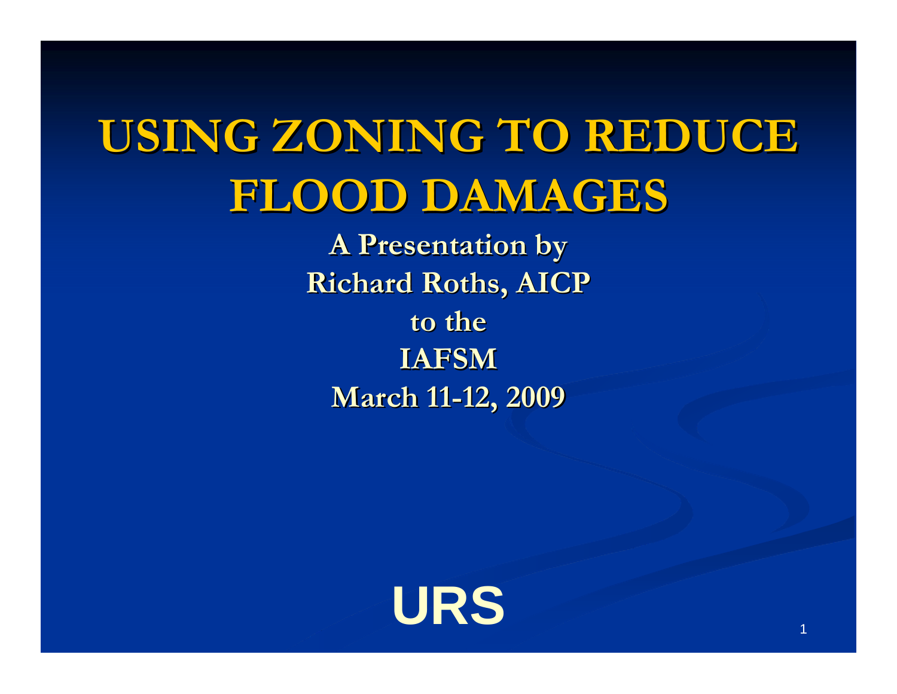# USING ZONING TO REDUCE FLOOD DAMAGES

**A Presentation by**

**Richard Roths, AICP**

**to the**

**IAFSM**

**March 11-12, 2009**

**URS**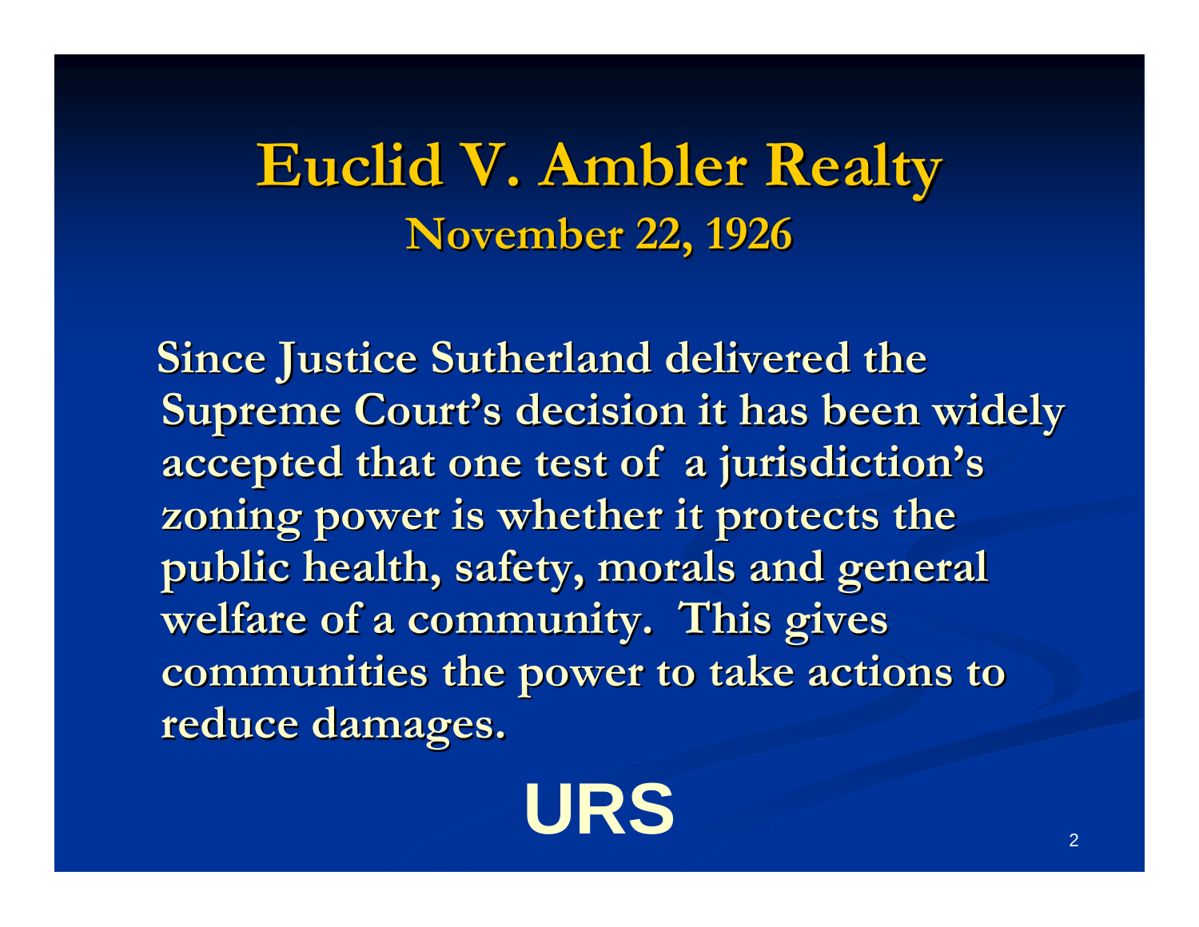# Euclid V. Ambler Realty

## November 22, 1926

Since Justice Sutherland delivered the Supreme Court's decision it has been widely accepted that one test of a jurisdiction's zoning power is whether it protects the public health, safety, morals and general welfare of a community. This gives communities the power to take actions to reduce damages.

**URS**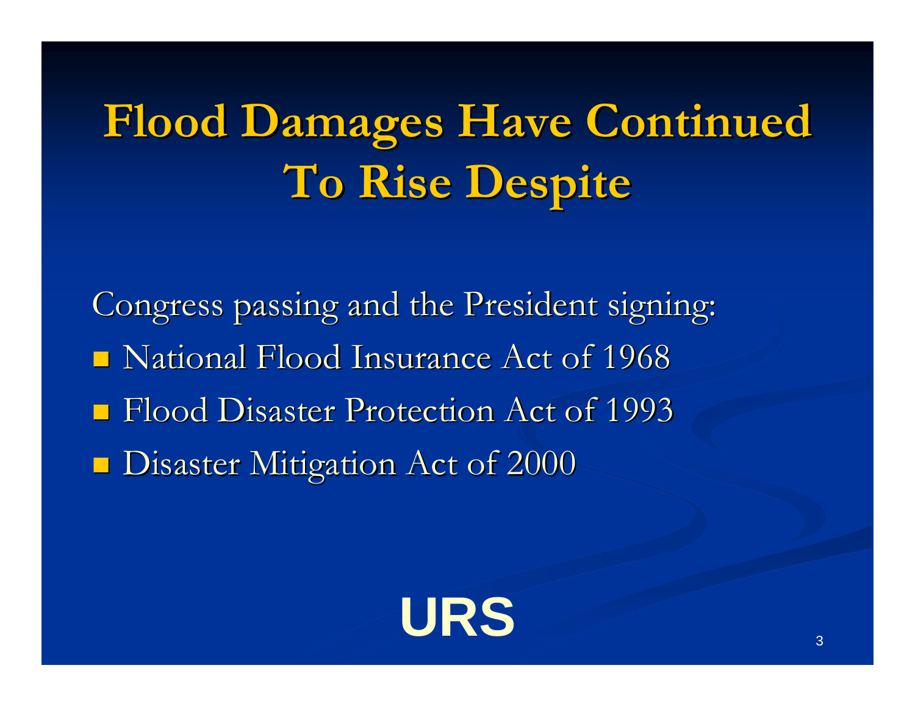# Flood Damages Have Continued To Rise Despite

Congress passing and the President signing:

- National Flood Insurance Act of 1968
- Flood Disaster Protection Act of 1993
- Disaster Mitigation Act of 2000

URS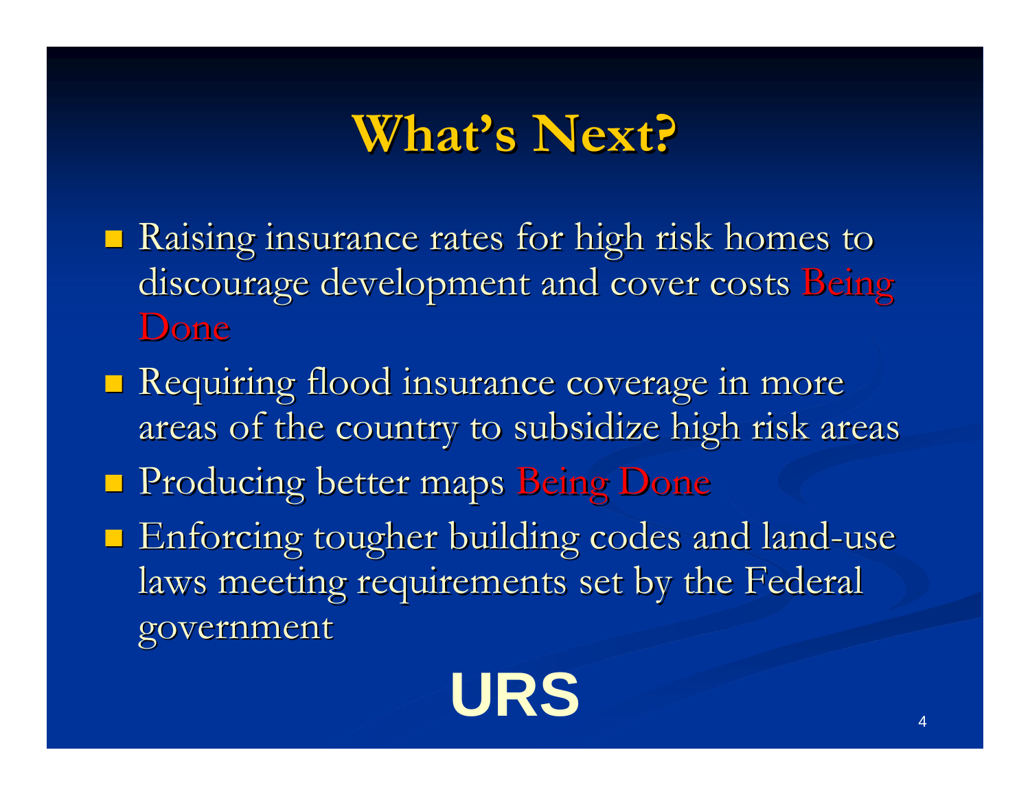# What's Next?

- Raising insurance rates for high risk homes to discourage development and cover costs Being Done
- Requiring flood insurance coverage in more areas of the country to subsidize high risk areas
- Producing better maps Being Done
- Enforcing tougher building codes and land-use laws meeting requirements set by the Federal government

**URS**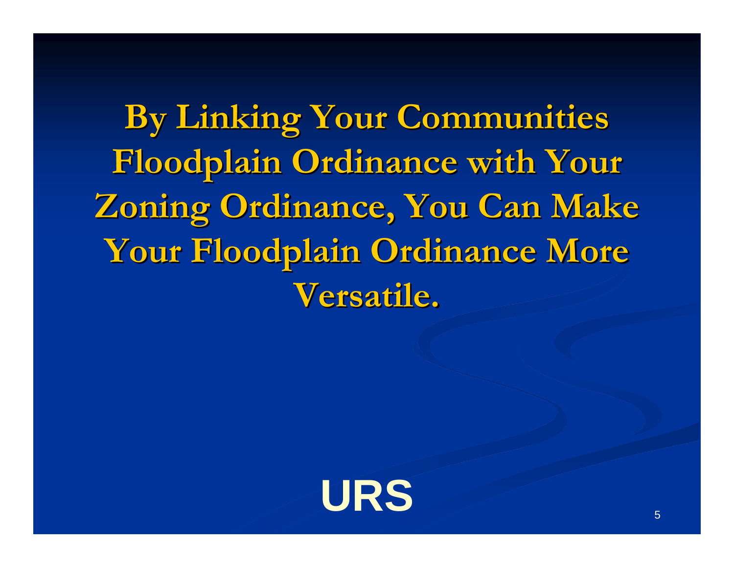# By Linking Your Communities Floodplain Ordinance with Your Zoning Ordinance, You Can Make Your Floodplain Ordinance More Versatile.

**URS**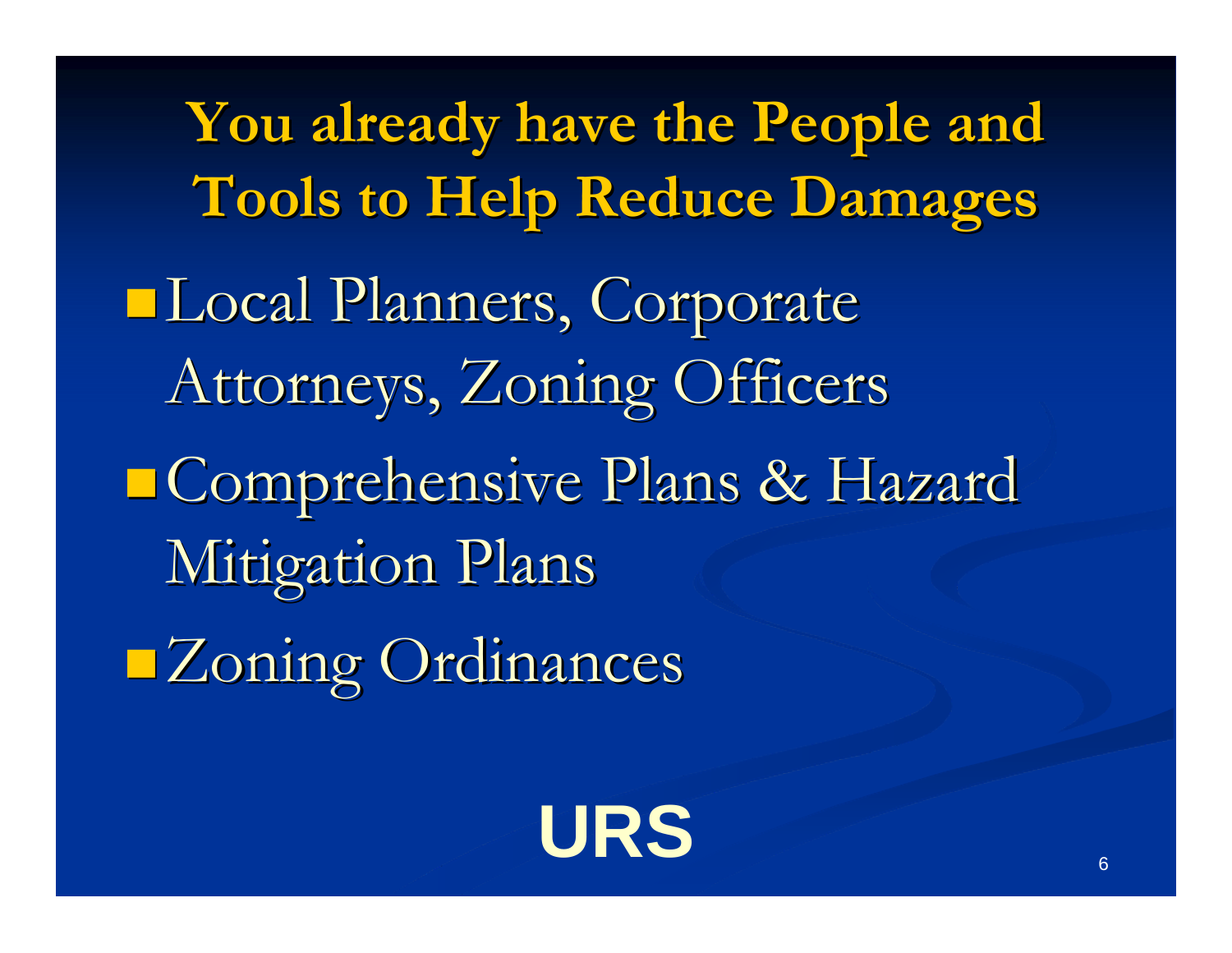# You already have the People and Tools to Help Reduce Damages

- Local Planners, Corporate Attorneys, Zoning Officers
- Comprehensive Plans & Hazard Mitigation Plans
- Zoning Ordinances

URS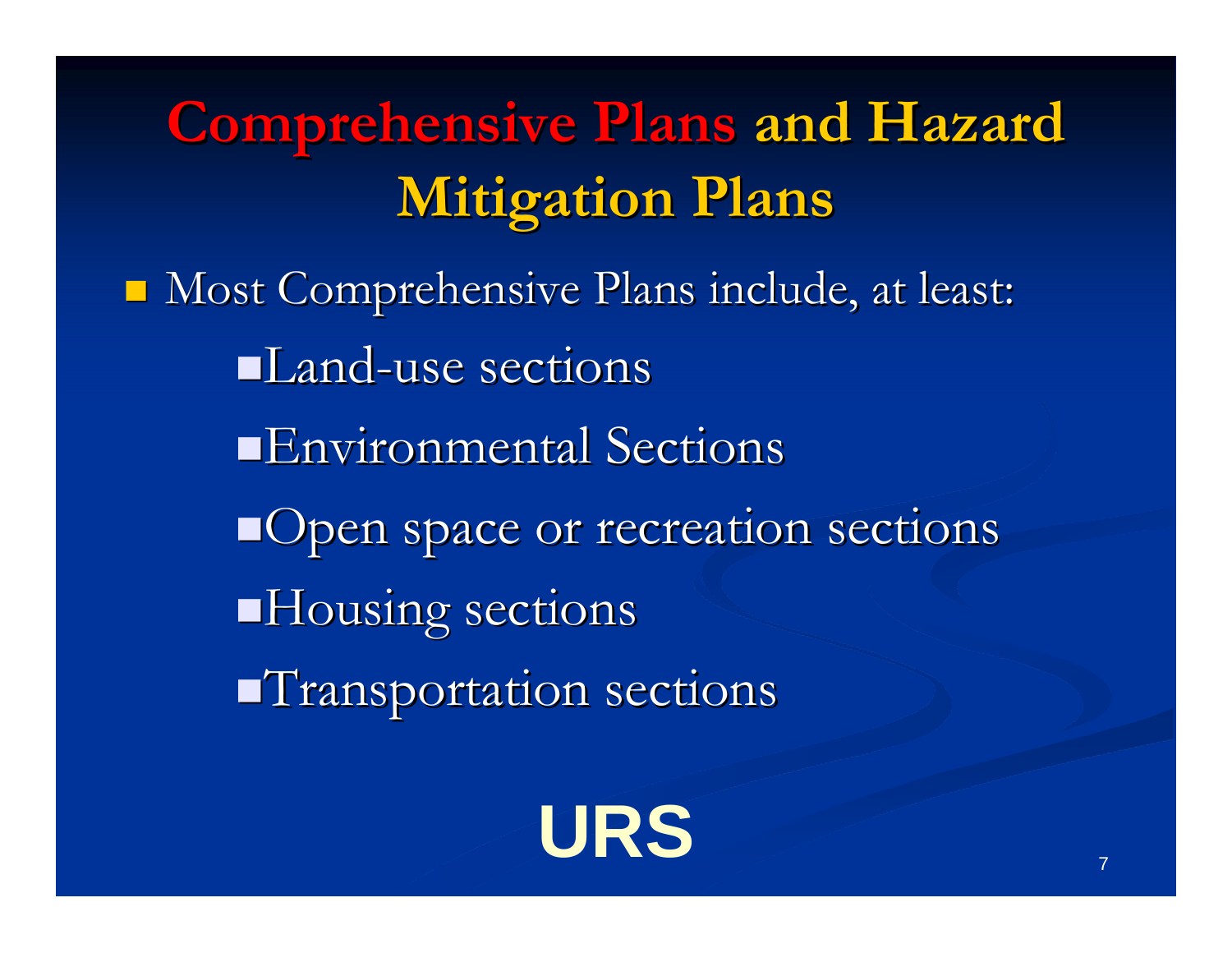# Comprehensive Plans and Hazard Mitigation Plans

- Most Comprehensive Plans include, at least:
  - Land-use sections
  - Environmental Sections
  - Open space or recreation sections
  - Housing sections
  - Transportation sections

URS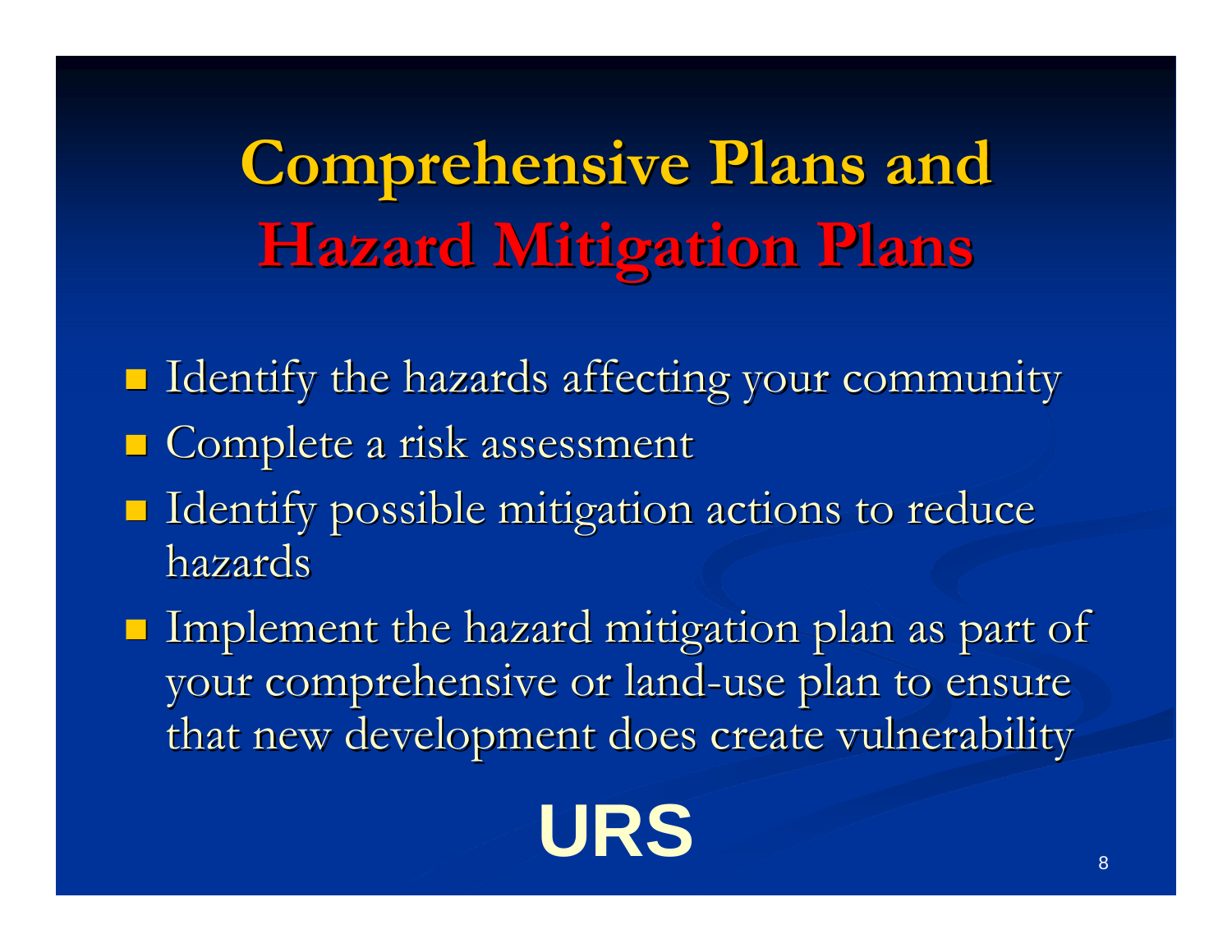# Comprehensive Plans and Hazard Mitigation Plans

- Identify the hazards affecting your community
- Complete a risk assessment
- Identify possible mitigation actions to reduce hazards
- Implement the hazard mitigation plan as part of your comprehensive or land-use plan to ensure that new development does create vulnerability

URS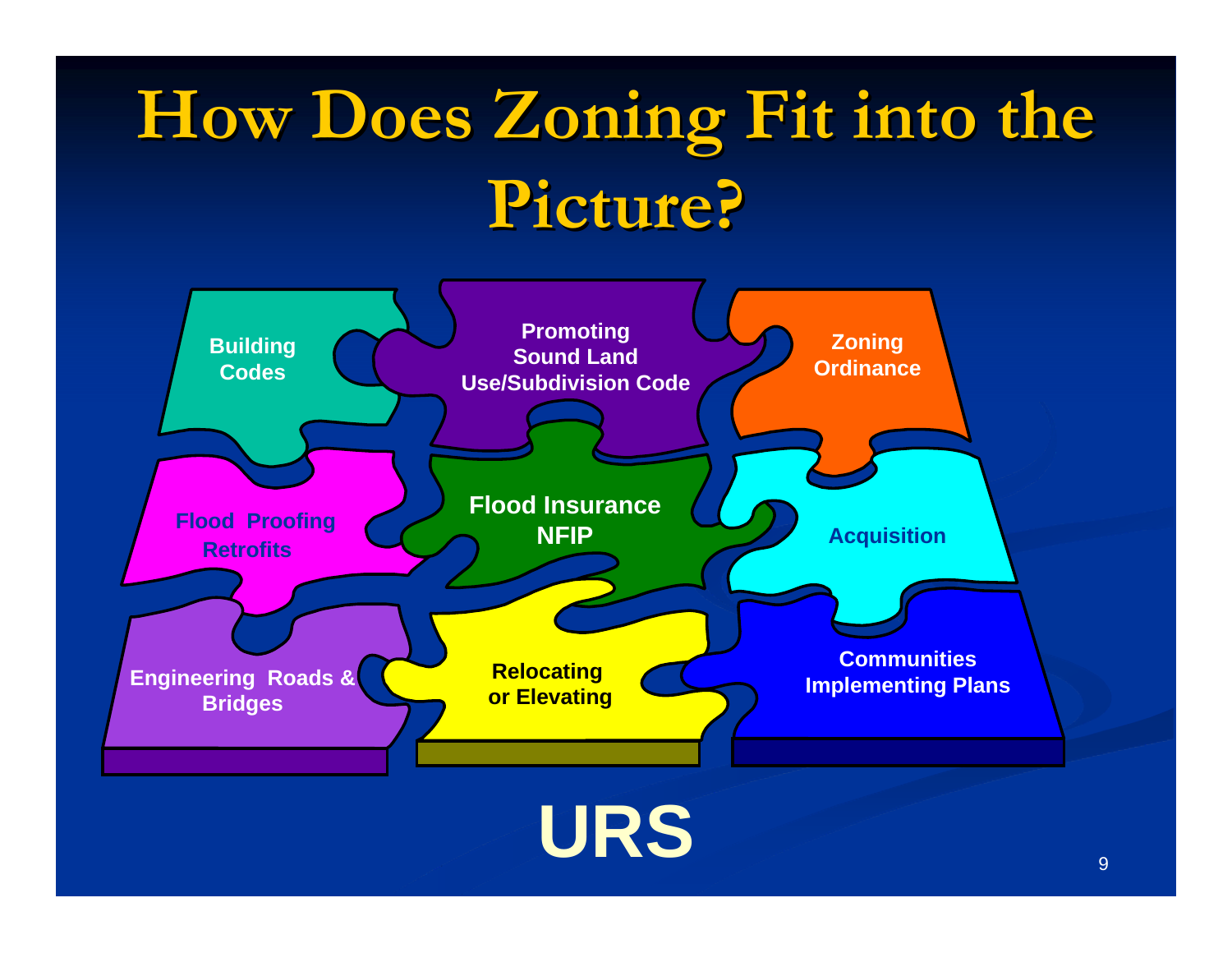# How Does Zoning Fit into the Picture?

- Building Codes
- Promoting Sound Land Use/Subdivision Code
- Zoning Ordinance
- Flood Proofing Retrofits
- Flood Insurance NFIP
- Acquisition
- Engineering Roads & Bridges
- Relocating or Elevating
- Communities Implementing Plans

URS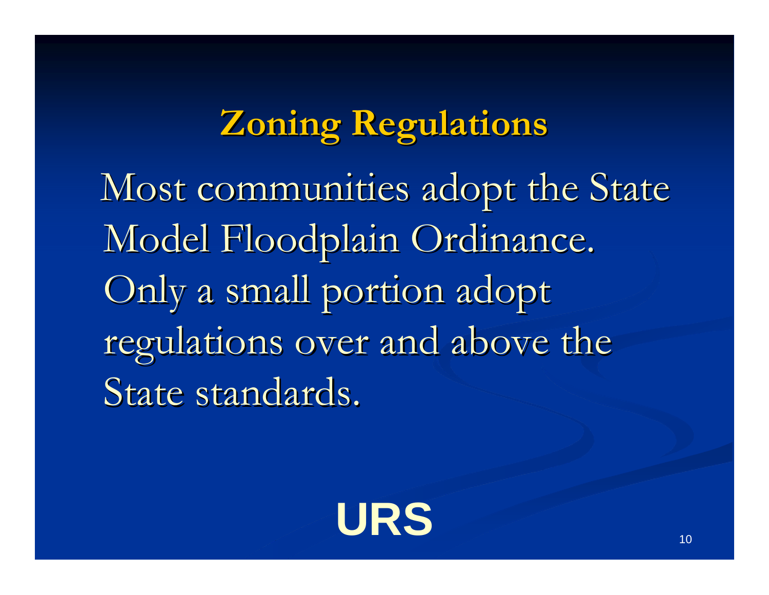## Zoning Regulations

Most communities adopt the State Model Floodplain Ordinance. Only a small portion adopt regulations over and above the State standards.

**URS**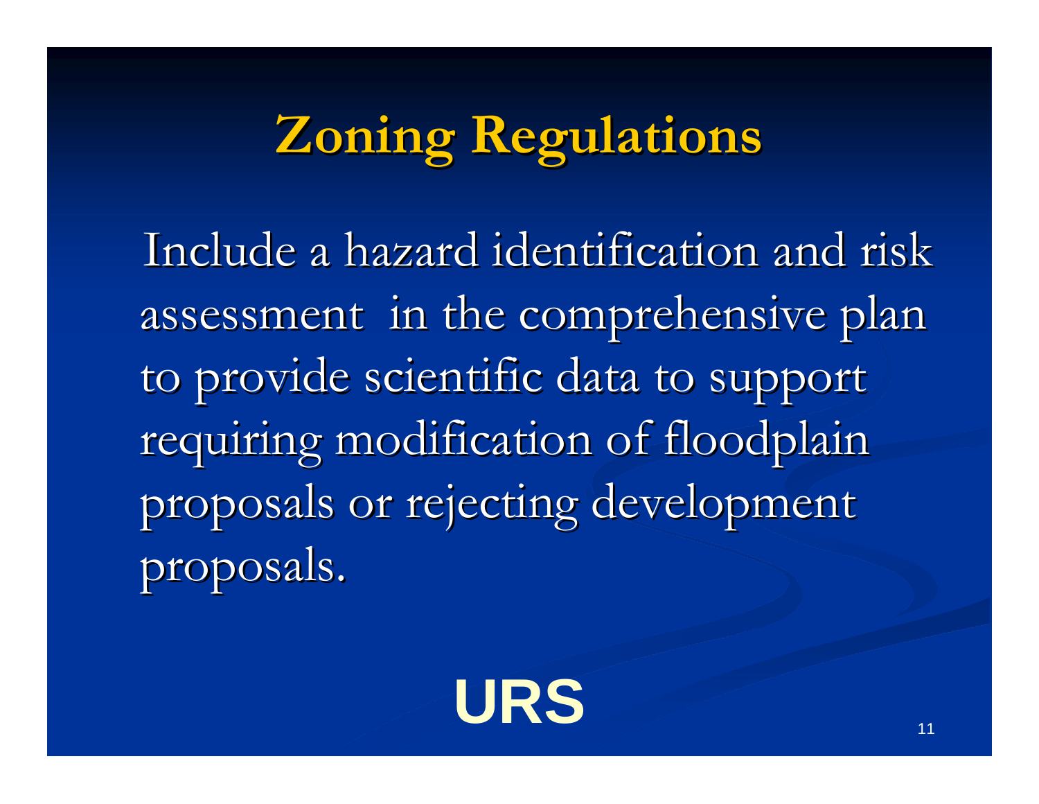# Zoning Regulations

Include a hazard identification and risk assessment in the comprehensive plan to provide scientific data to support requiring modification of floodplain proposals or rejecting development proposals.

**URS**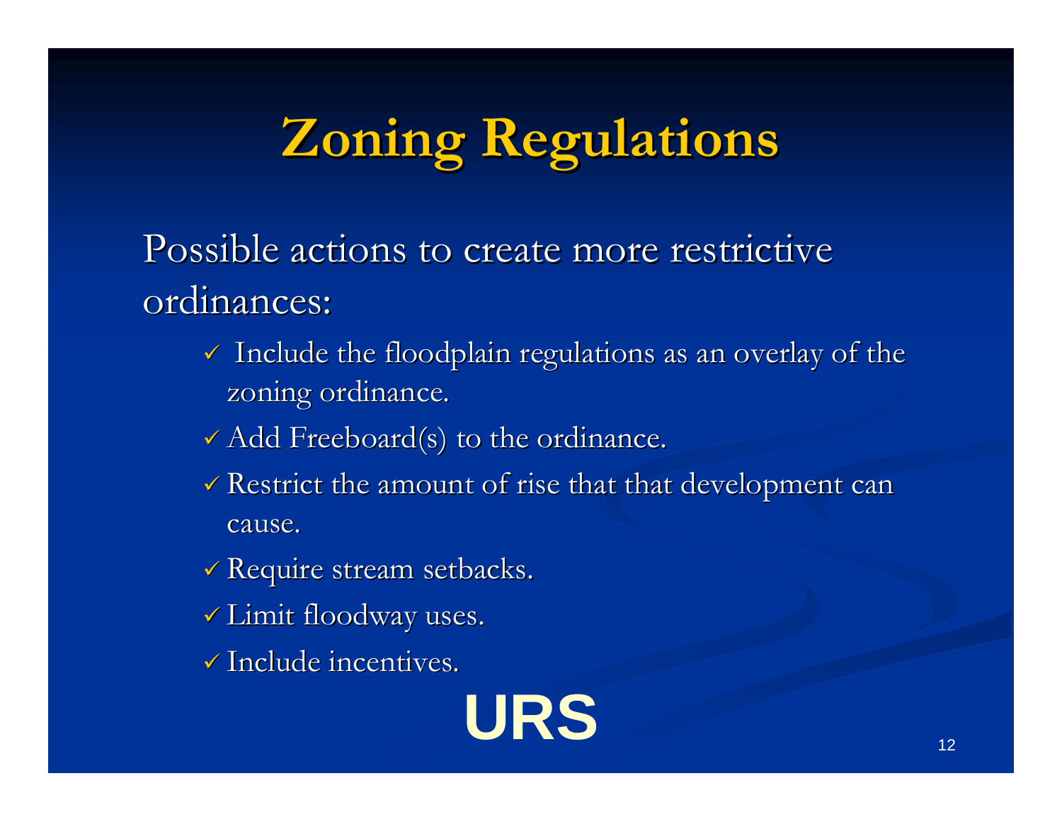# Zoning Regulations

Possible actions to create more restrictive ordinances:

- ✓ Include the floodplain regulations as an overlay of the zoning ordinance.
- ✓ Add Freeboard(s) to the ordinance.
- ✓ Restrict the amount of rise that that development can cause.
- ✓ Require stream setbacks.
- ✓ Limit floodway uses.
- ✓ Include incentives.

**URS**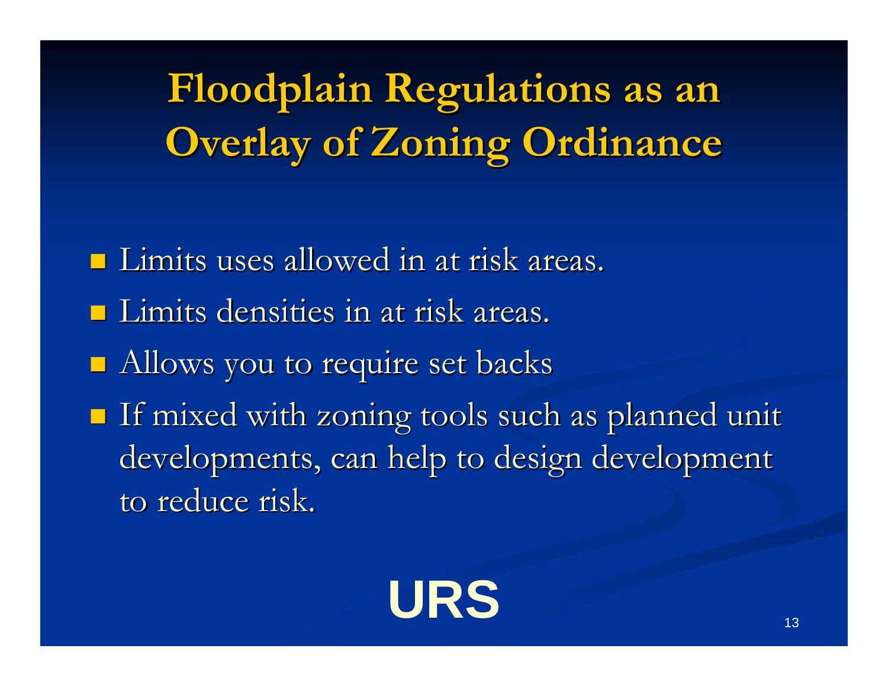# Floodplain Regulations as an Overlay of Zoning Ordinance

- Limits uses allowed in at risk areas.
- Limits densities in at risk areas.
- Allows you to require set backs
- If mixed with zoning tools such as planned unit developments, can help to design development to reduce risk.

URS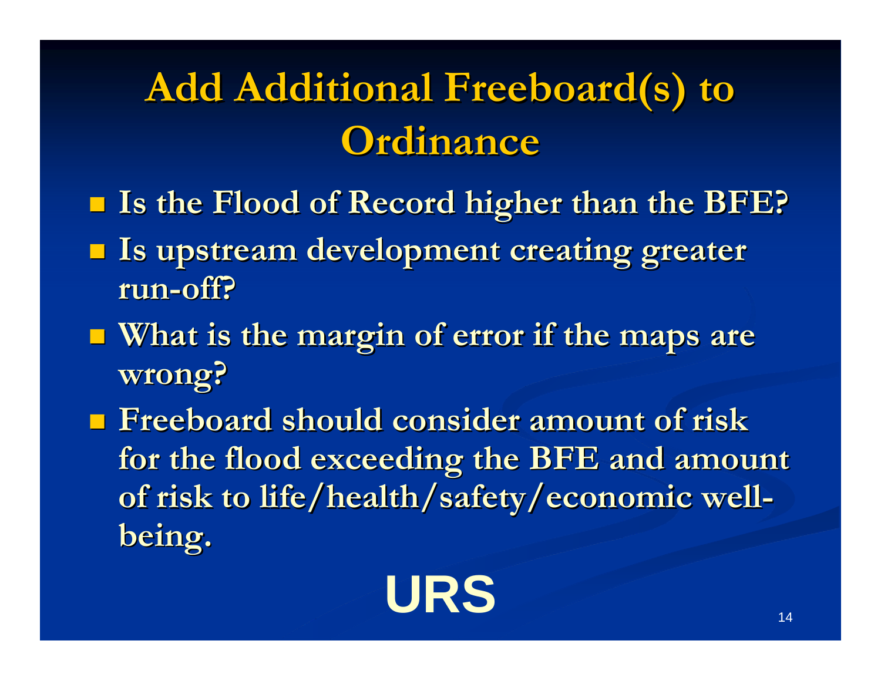# Add Additional Freeboard(s) to Ordinance

- Is the Flood of Record higher than the BFE?
- Is upstream development creating greater run-off?
- What is the margin of error if the maps are wrong?
- Freeboard should consider amount of risk for the flood exceeding the BFE and amount of risk to life/health/safety/economic well-being.

URS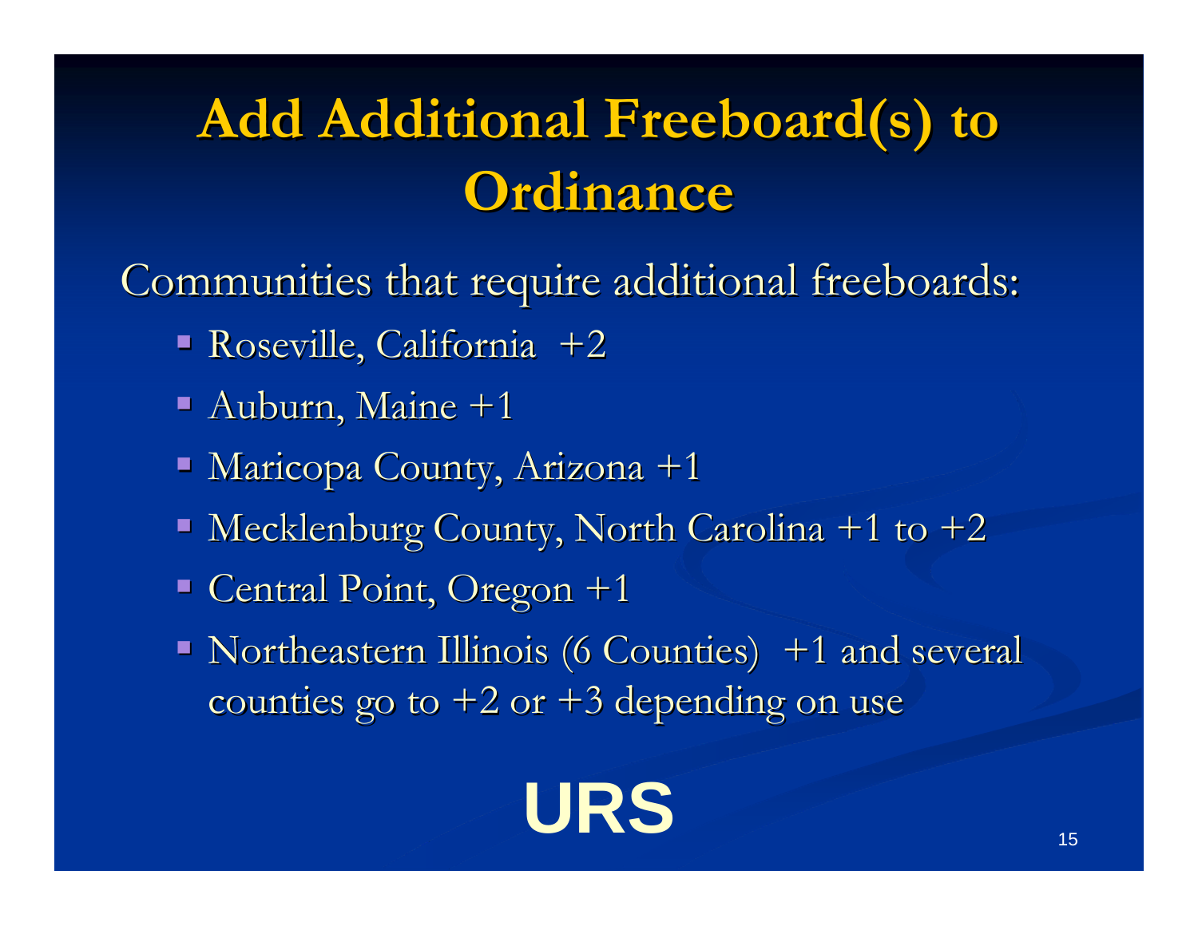# Add Additional Freeboard(s) to Ordinance

Communities that require additional freeboards:

- Roseville, California +2
- Auburn, Maine +1
- Maricopa County, Arizona +1
- Mecklenburg County, North Carolina +1 to +2
- Central Point, Oregon +1
- Northeastern Illinois (6 Counties) +1 and several counties go to +2 or +3 depending on use

**URS**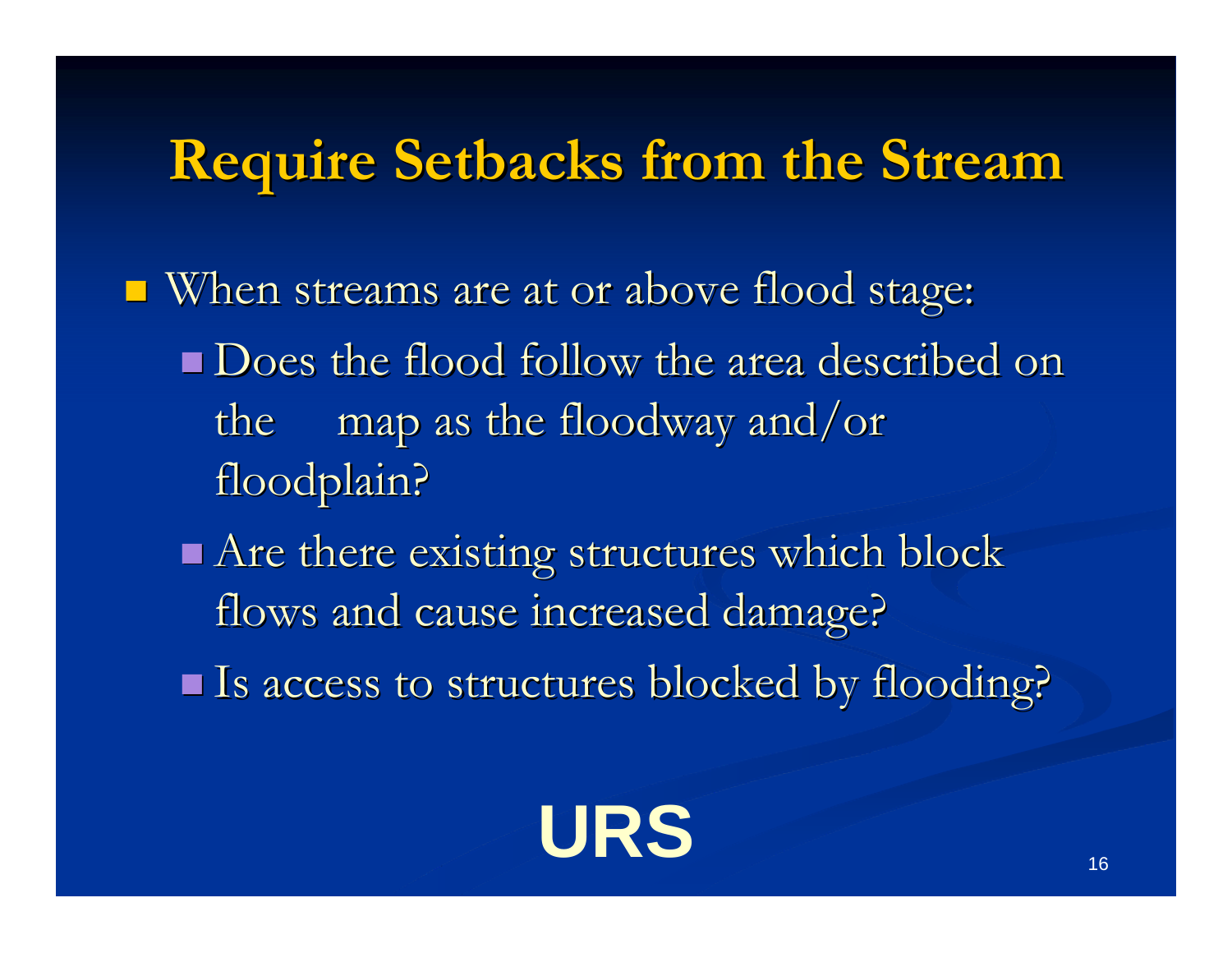# Require Setbacks from the Stream

- When streams are at or above flood stage:
  - Does the flood follow the area described on the map as the floodway and/or floodplain?
  - Are there existing structures which block flows and cause increased damage?
  - Is access to structures blocked by flooding?

**URS**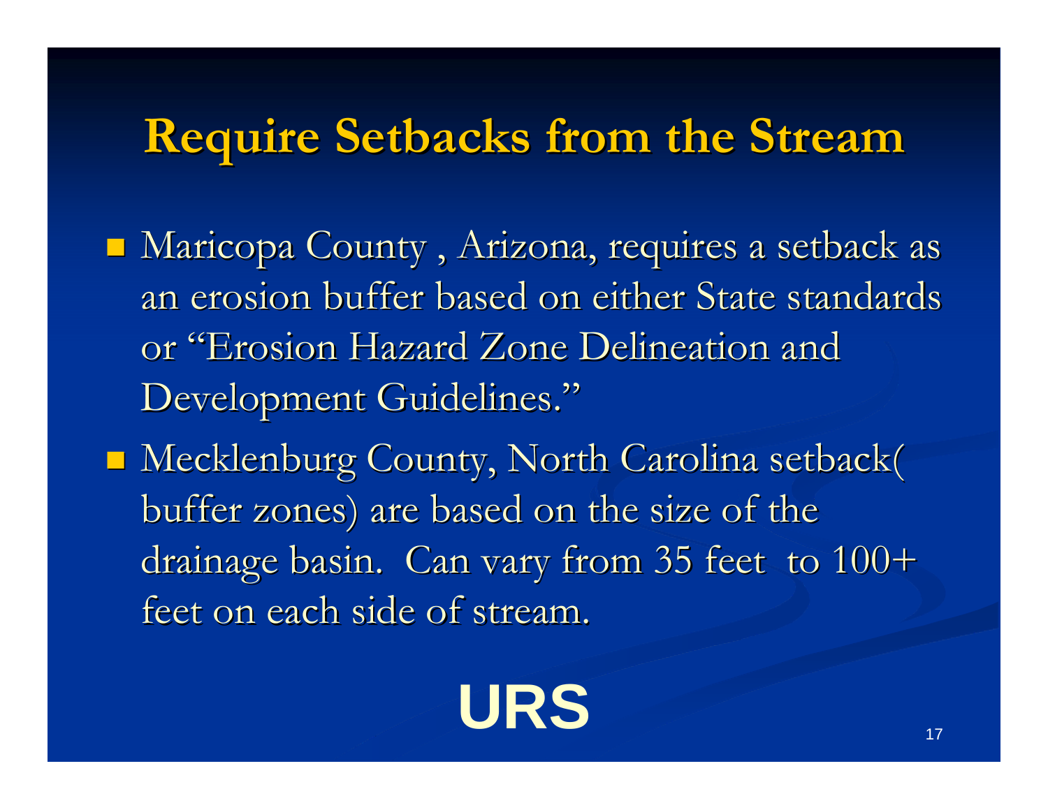# Require Setbacks from the Stream

- Maricopa County , Arizona, requires a setback as an erosion buffer based on either State standards or "Erosion Hazard Zone Delineation and Development Guidelines."
- Mecklenburg County, North Carolina setback( buffer zones) are based on the size of the drainage basin. Can vary from 35 feet to 100+ feet on each side of stream.

**URS**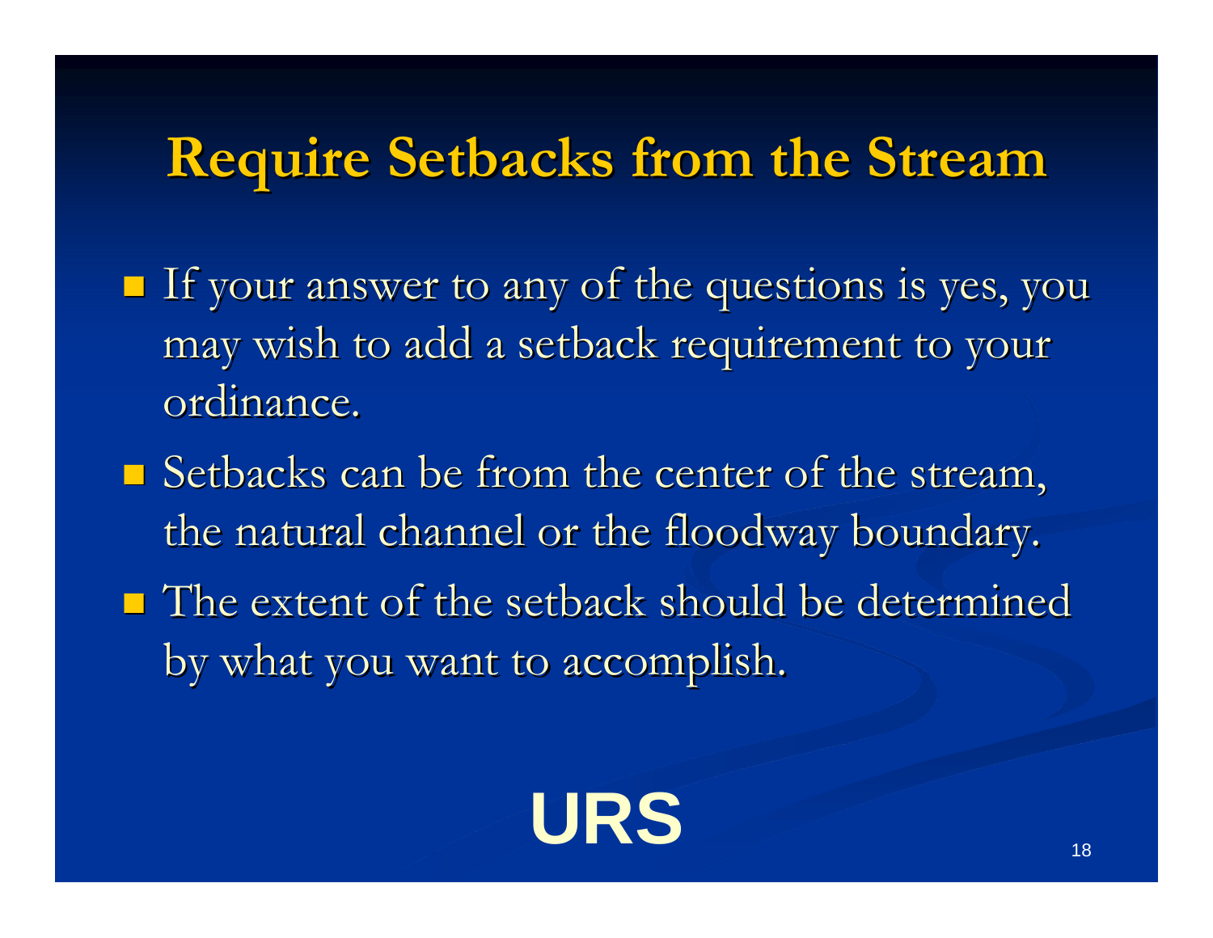# Require Setbacks from the Stream

- If your answer to any of the questions is yes, you may wish to add a setback requirement to your ordinance.
- Setbacks can be from the center of the stream, the natural channel or the floodway boundary.
- The extent of the setback should be determined by what you want to accomplish.

**URS**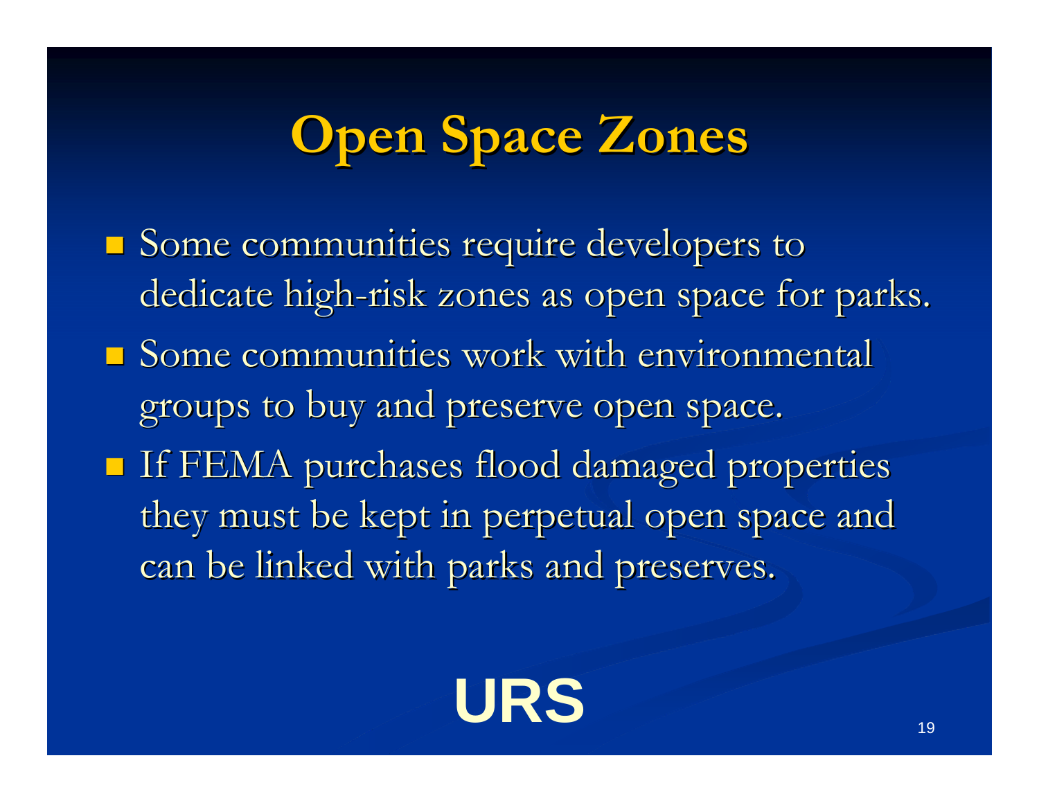# Open Space Zones

- Some communities require developers to dedicate high-risk zones as open space for parks.
- Some communities work with environmental groups to buy and preserve open space.
- If FEMA purchases flood damaged properties they must be kept in perpetual open space and can be linked with parks and preserves.

**URS**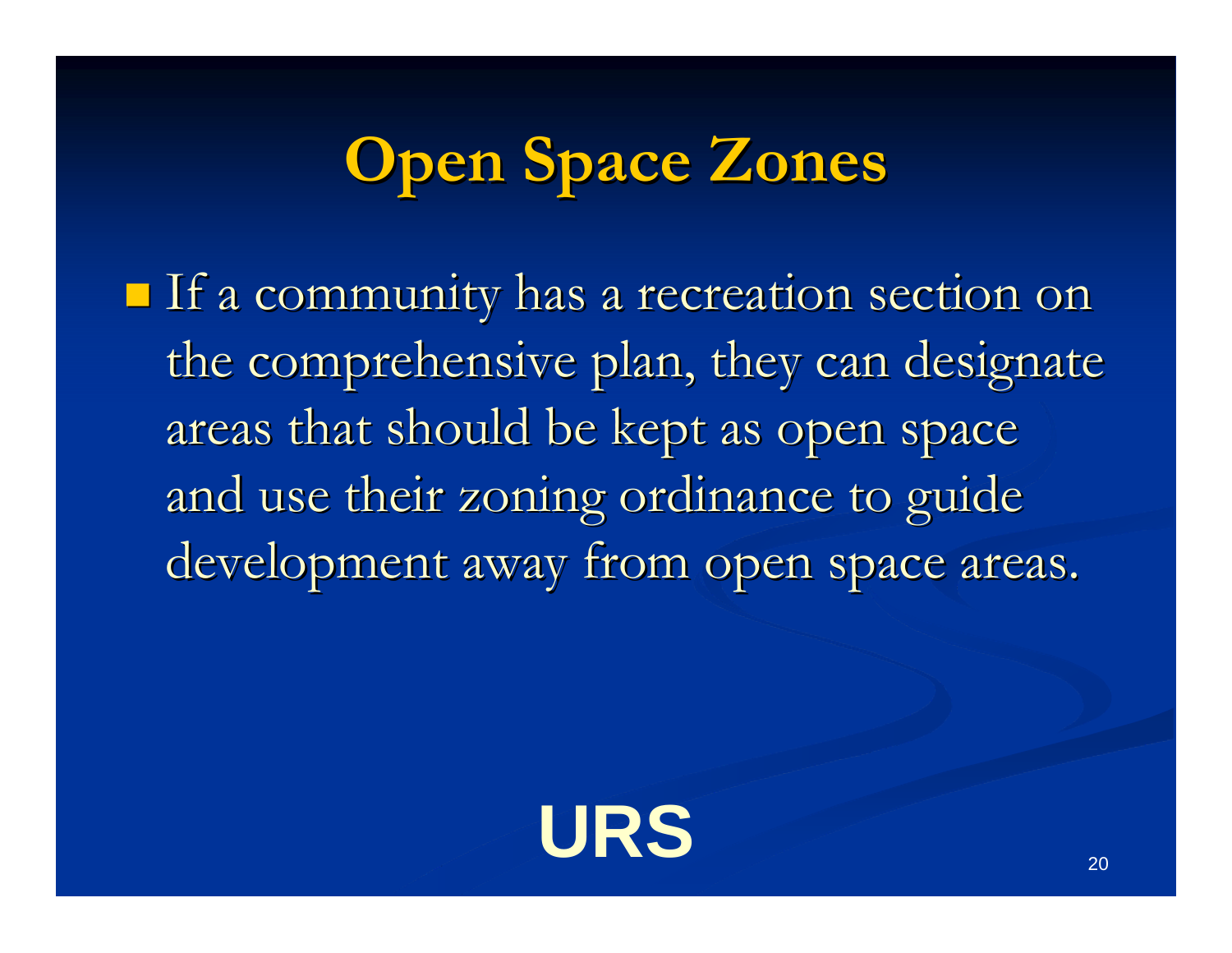# Open Space Zones

- If a community has a recreation section on the comprehensive plan, they can designate areas that should be kept as open space and use their zoning ordinance to guide development away from open space areas.

URS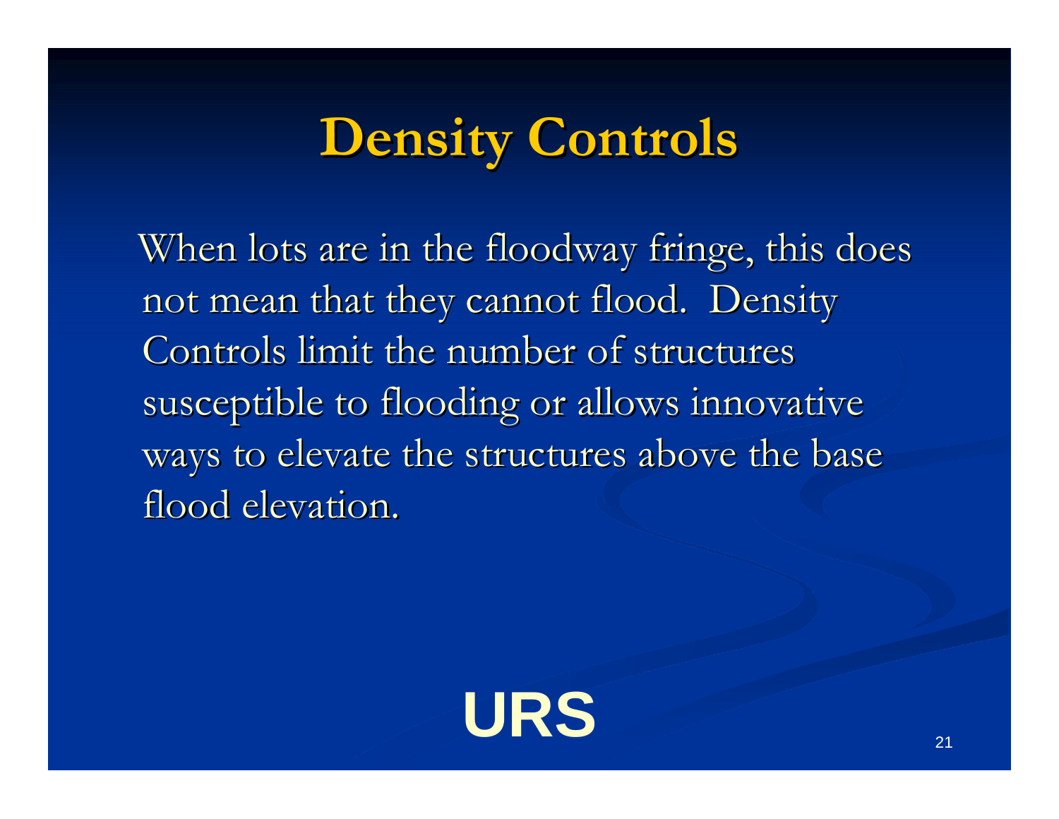# Density Controls

When lots are in the floodway fringe, this does not mean that they cannot flood. Density Controls limit the number of structures susceptible to flooding or allows innovative ways to elevate the structures above the base flood elevation.

**URS**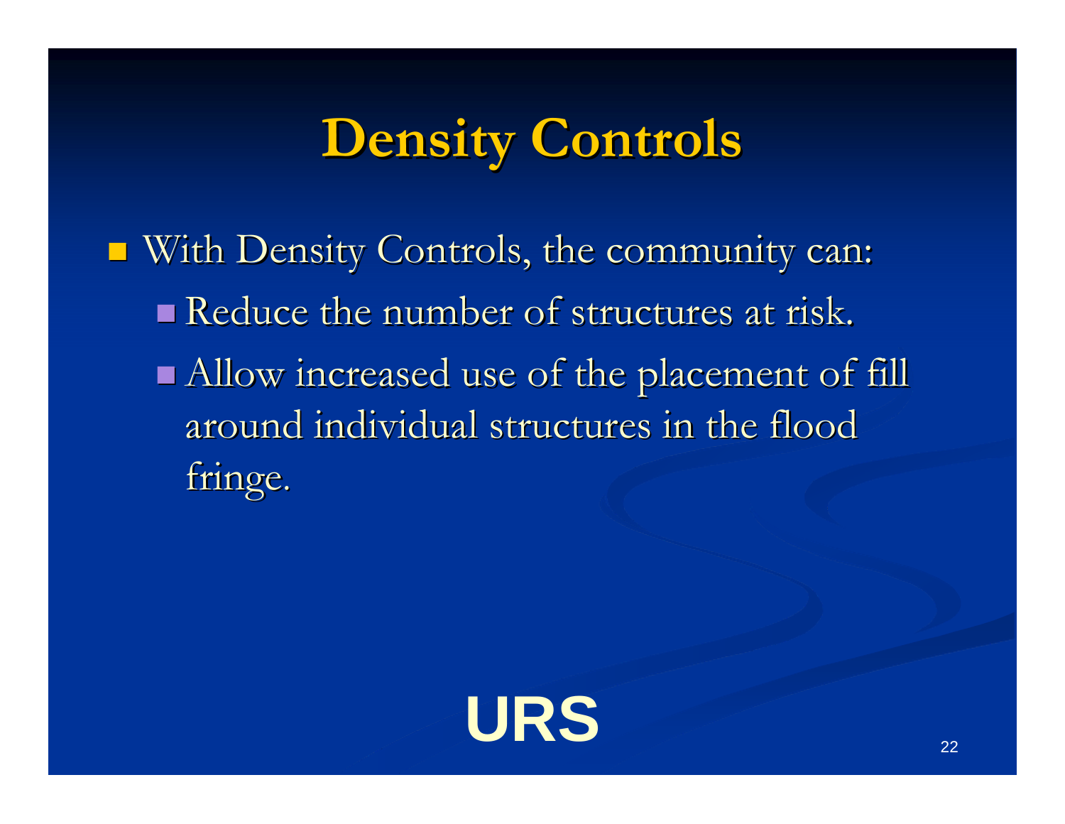# Density Controls

- With Density Controls, the community can:
  - Reduce the number of structures at risk.
  - Allow increased use of the placement of fill around individual structures in the flood fringe.

URS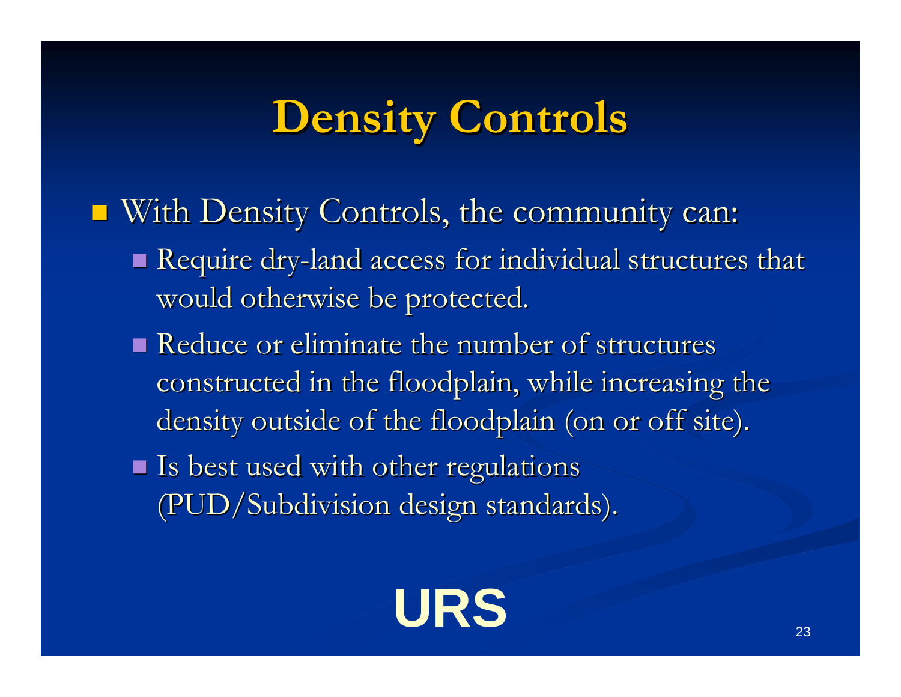# Density Controls

- With Density Controls, the community can:
  - Require dry-land access for individual structures that would otherwise be protected.
  - Reduce or eliminate the number of structures constructed in the floodplain, while increasing the density outside of the floodplain (on or off site).
  - Is best used with other regulations (PUD/Subdivision design standards).

**URS**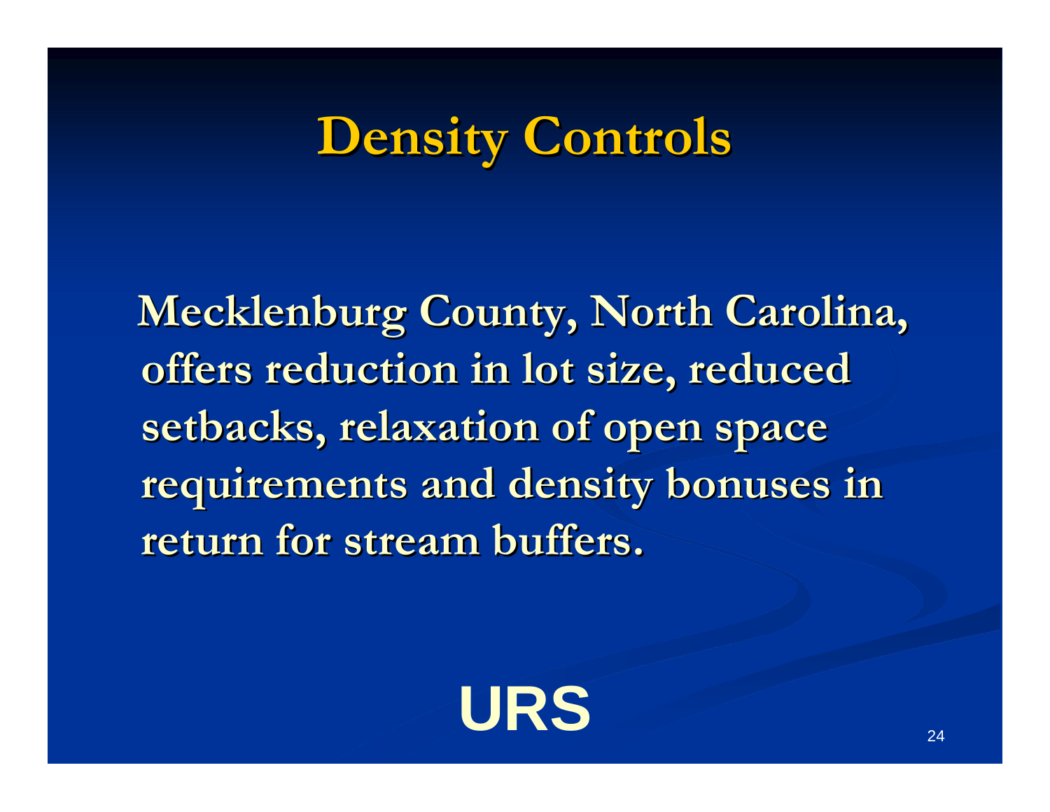# Density Controls

Mecklenburg County, North Carolina, offers reduction in lot size, reduced setbacks, relaxation of open space requirements and density bonuses in return for stream buffers.

URS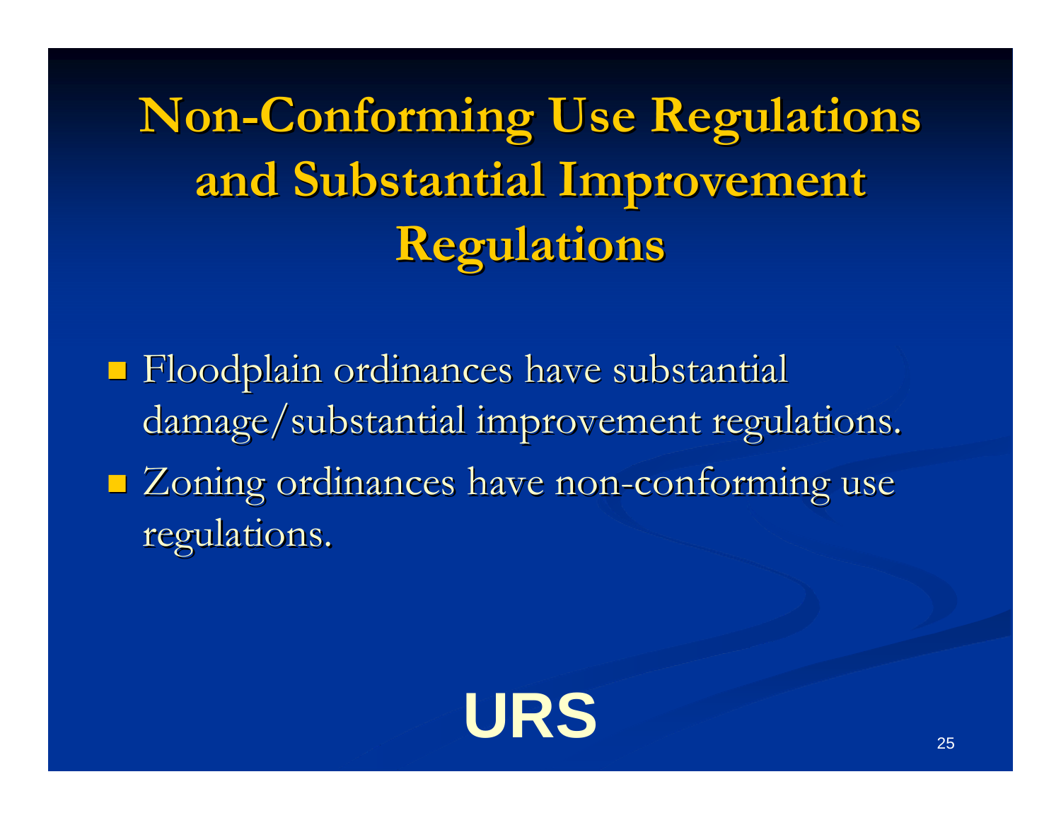# Non-Conforming Use Regulations and Substantial Improvement Regulations

- Floodplain ordinances have substantial damage/substantial improvement regulations.
- Zoning ordinances have non-conforming use regulations.

URS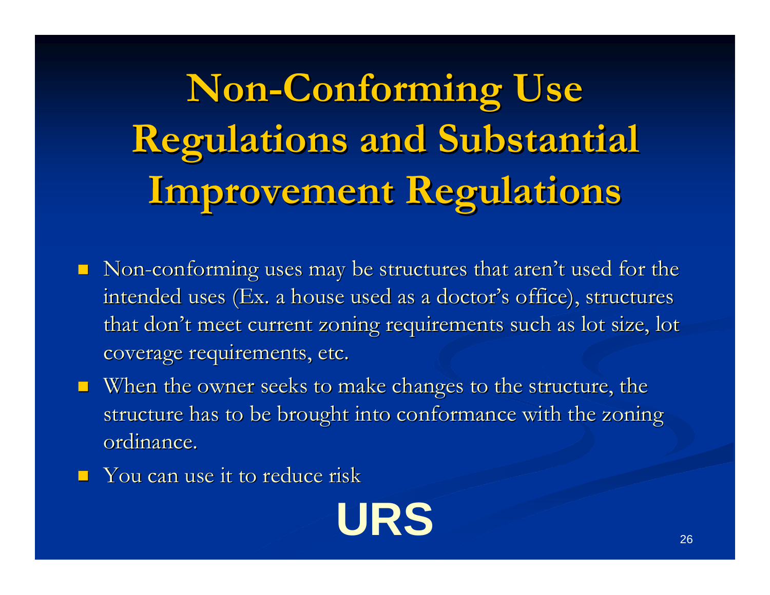# Non-Conforming Use Regulations and Substantial Improvement Regulations

- Non-conforming uses may be structures that aren't used for the intended uses (Ex. a house used as a doctor's office), structures that don't meet current zoning requirements such as lot size, lot coverage requirements, etc.
- When the owner seeks to make changes to the structure, the structure has to be brought into conformance with the zoning ordinance.
- You can use it to reduce risk

URS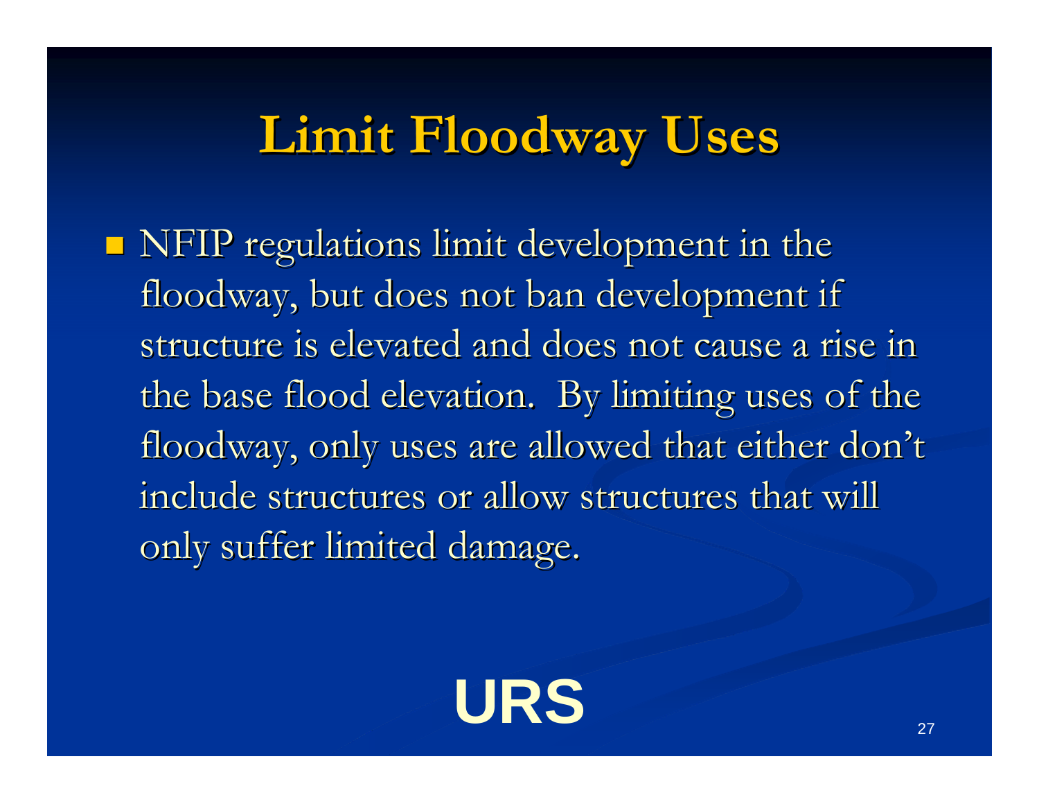# Limit Floodway Uses

- NFIP regulations limit development in the floodway, but does not ban development if structure is elevated and does not cause a rise in the base flood elevation. By limiting uses of the floodway, only uses are allowed that either don't include structures or allow structures that will only suffer limited damage.

URS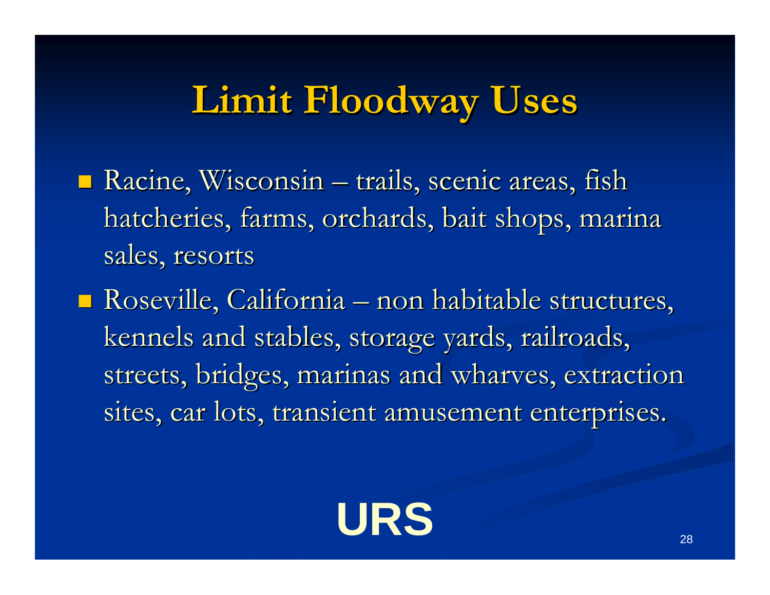# Limit Floodway Uses

- Racine, Wisconsin – trails, scenic areas, fish hatcheries, farms, orchards, bait shops, marina sales, resorts
- Roseville, California – non habitable structures, kennels and stables, storage yards, railroads, streets, bridges, marinas and wharves, extraction sites, car lots, transient amusement enterprises.

URS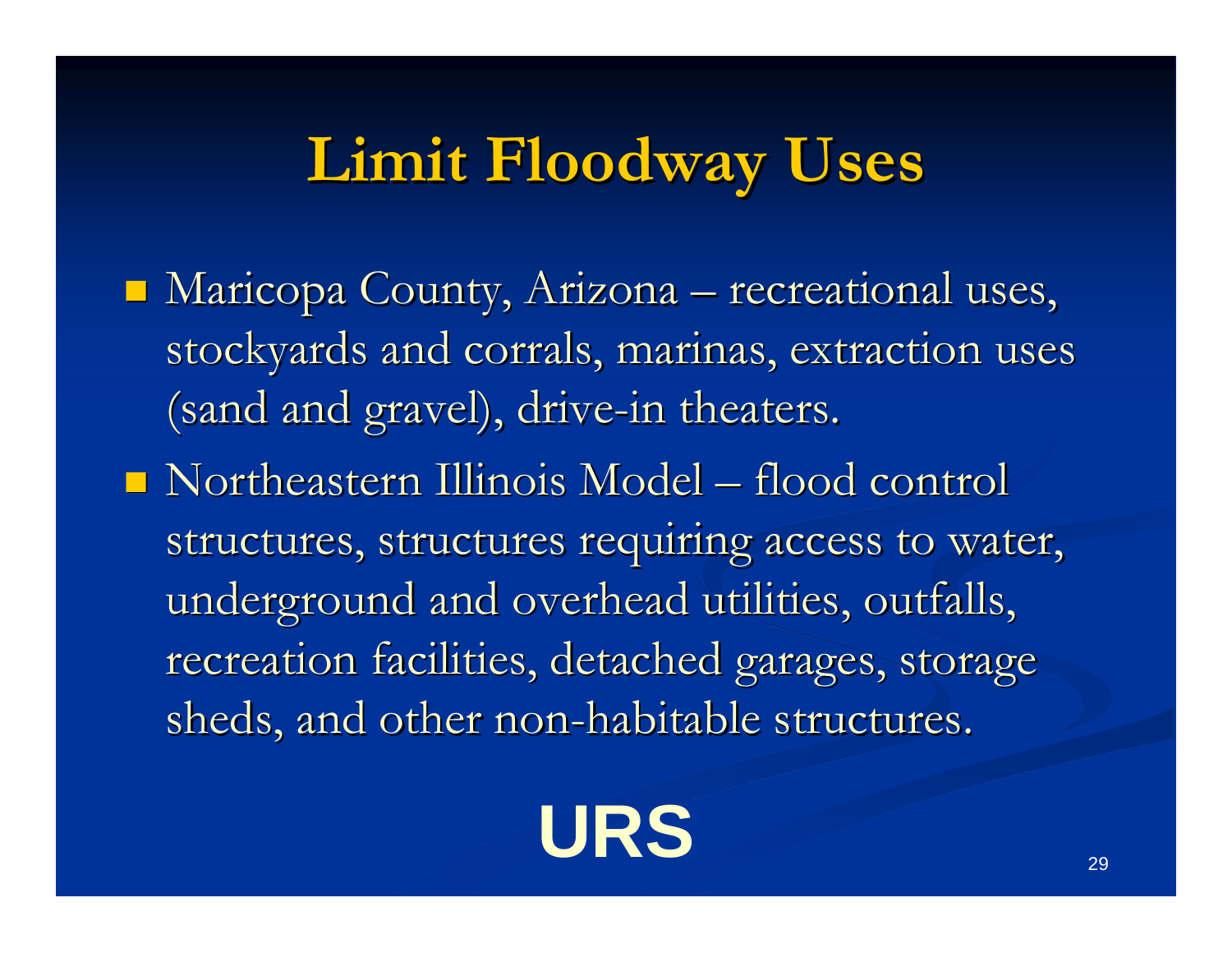# Limit Floodway Uses

- Maricopa County, Arizona – recreational uses, stockyards and corrals, marinas, extraction uses (sand and gravel), drive-in theaters.
- Northeastern Illinois Model – flood control structures, structures requiring access to water, underground and overhead utilities, outfalls, recreation facilities, detached garages, storage sheds, and other non-habitable structures.

**URS**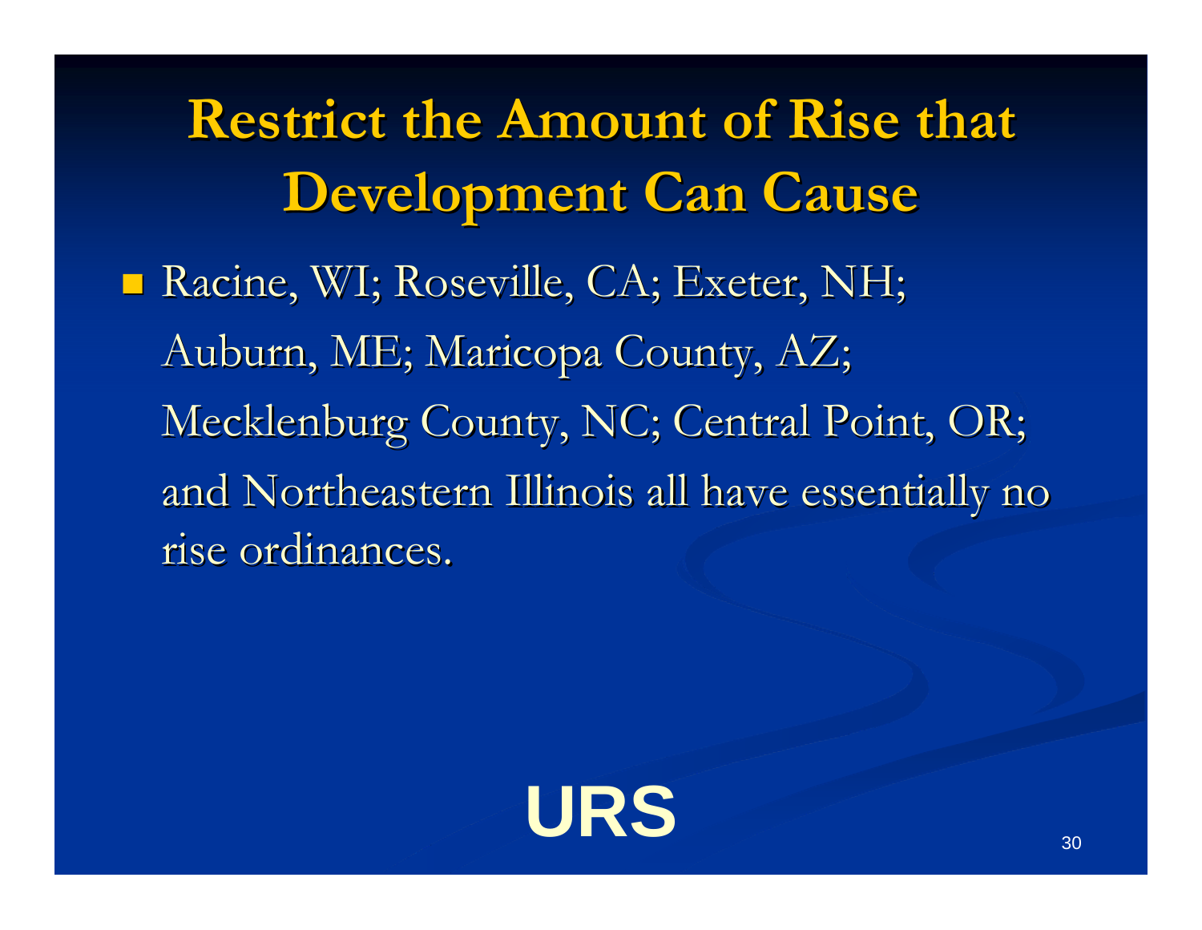# Restrict the Amount of Rise that Development Can Cause

- Racine, WI; Roseville, CA; Exeter, NH; Auburn, ME; Maricopa County, AZ; Mecklenburg County, NC; Central Point, OR; and Northeastern Illinois all have essentially no rise ordinances.

URS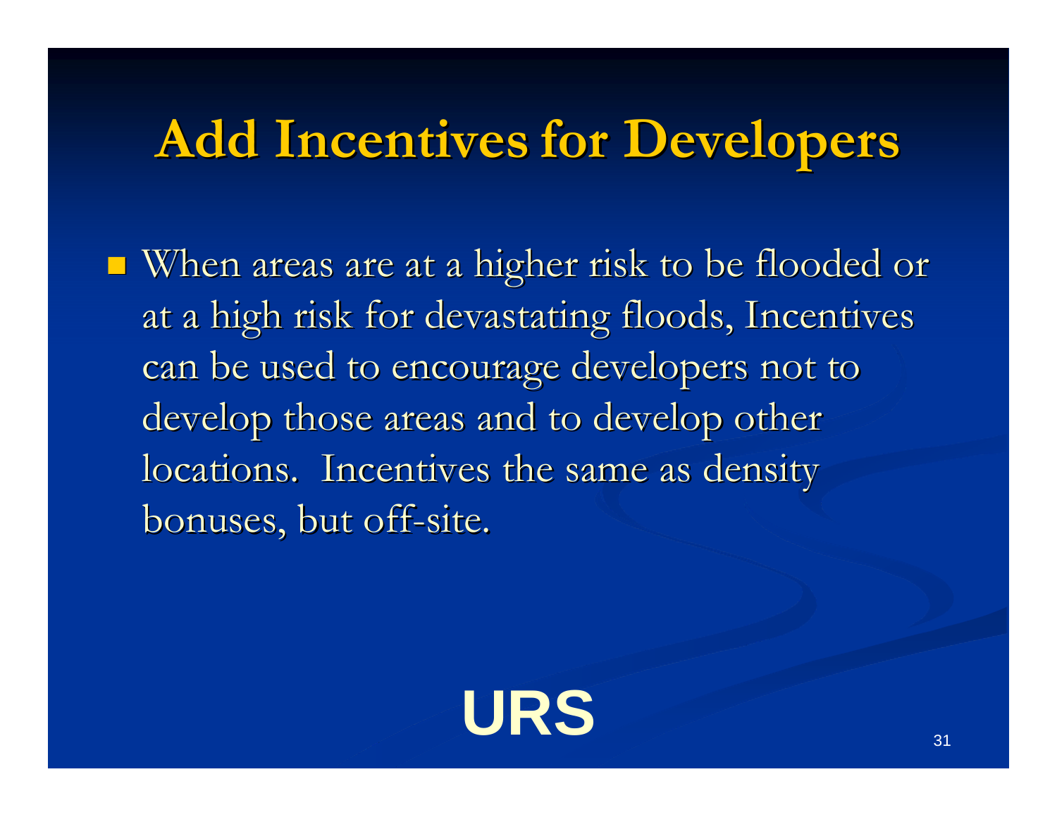# Add Incentives for Developers

- When areas are at a higher risk to be flooded or at a high risk for devastating floods, Incentives can be used to encourage developers not to develop those areas and to develop other locations. Incentives the same as density bonuses, but off-site.

URS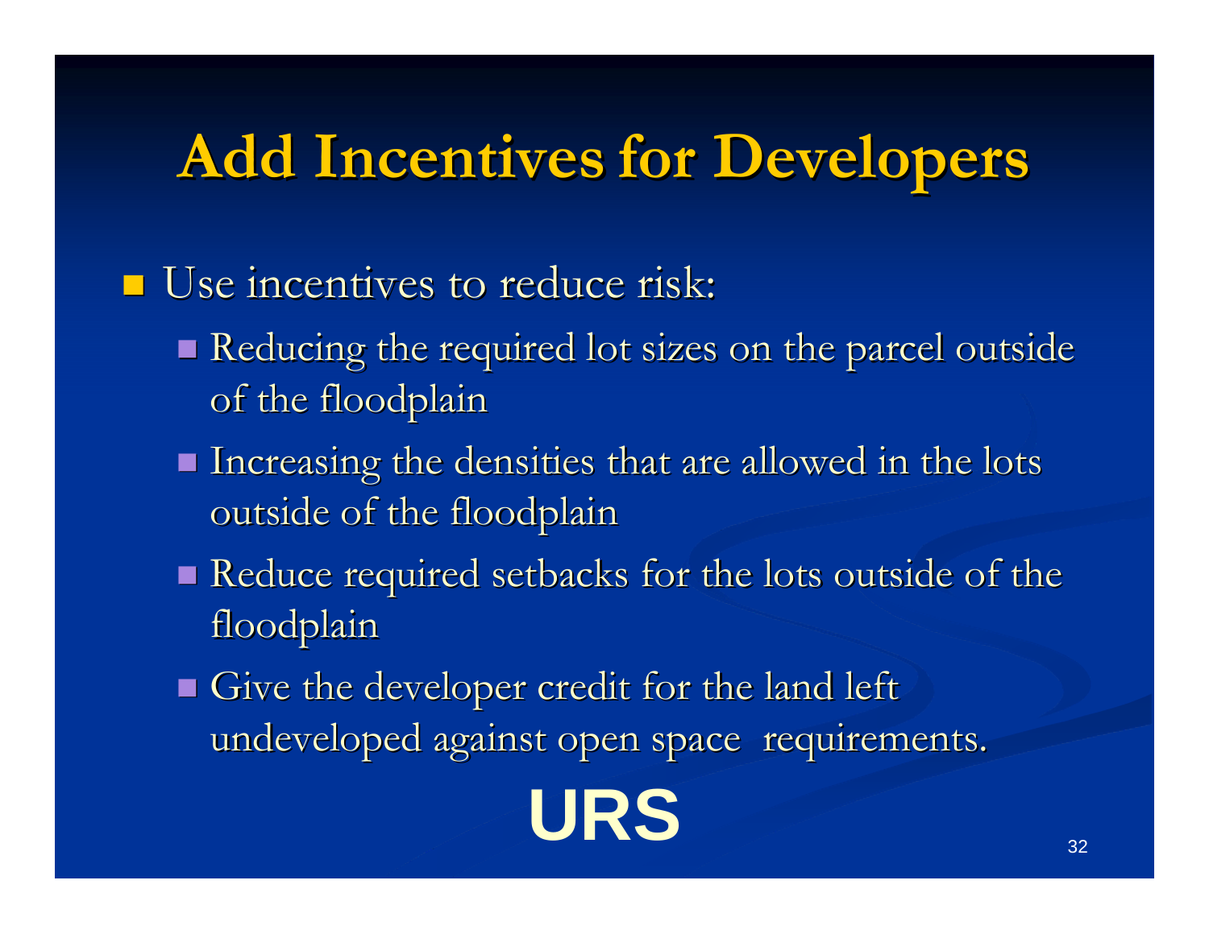# Add Incentives for Developers

- Use incentives to reduce risk:
  - Reducing the required lot sizes on the parcel outside of the floodplain
  - Increasing the densities that are allowed in the lots outside of the floodplain
  - Reduce required setbacks for the lots outside of the floodplain
  - Give the developer credit for the land left undeveloped against open space requirements.

**URS**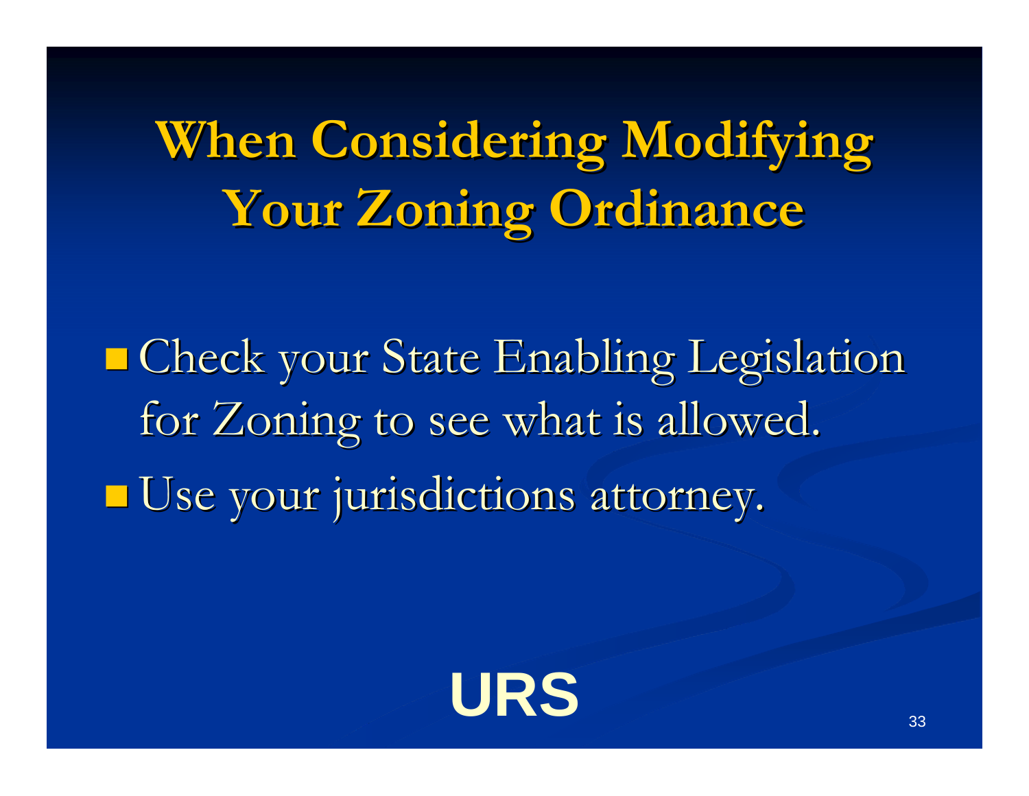# When Considering Modifying Your Zoning Ordinance

- Check your State Enabling Legislation for Zoning to see what is allowed.
- Use your jurisdictions attorney.

URS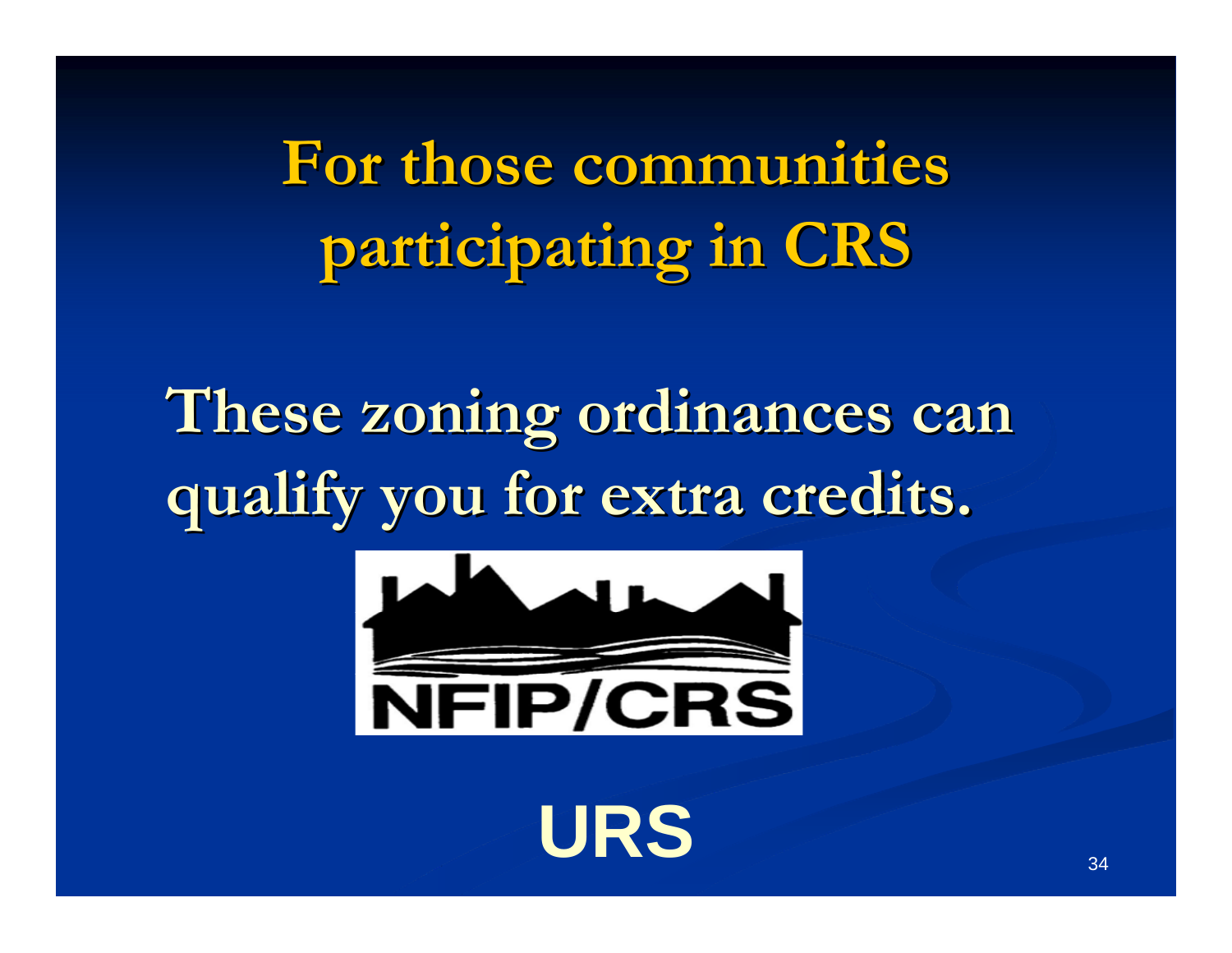# For those communities participating in CRS

**These zoning ordinances can qualify you for extra credits.**

NFIP/CRS

URS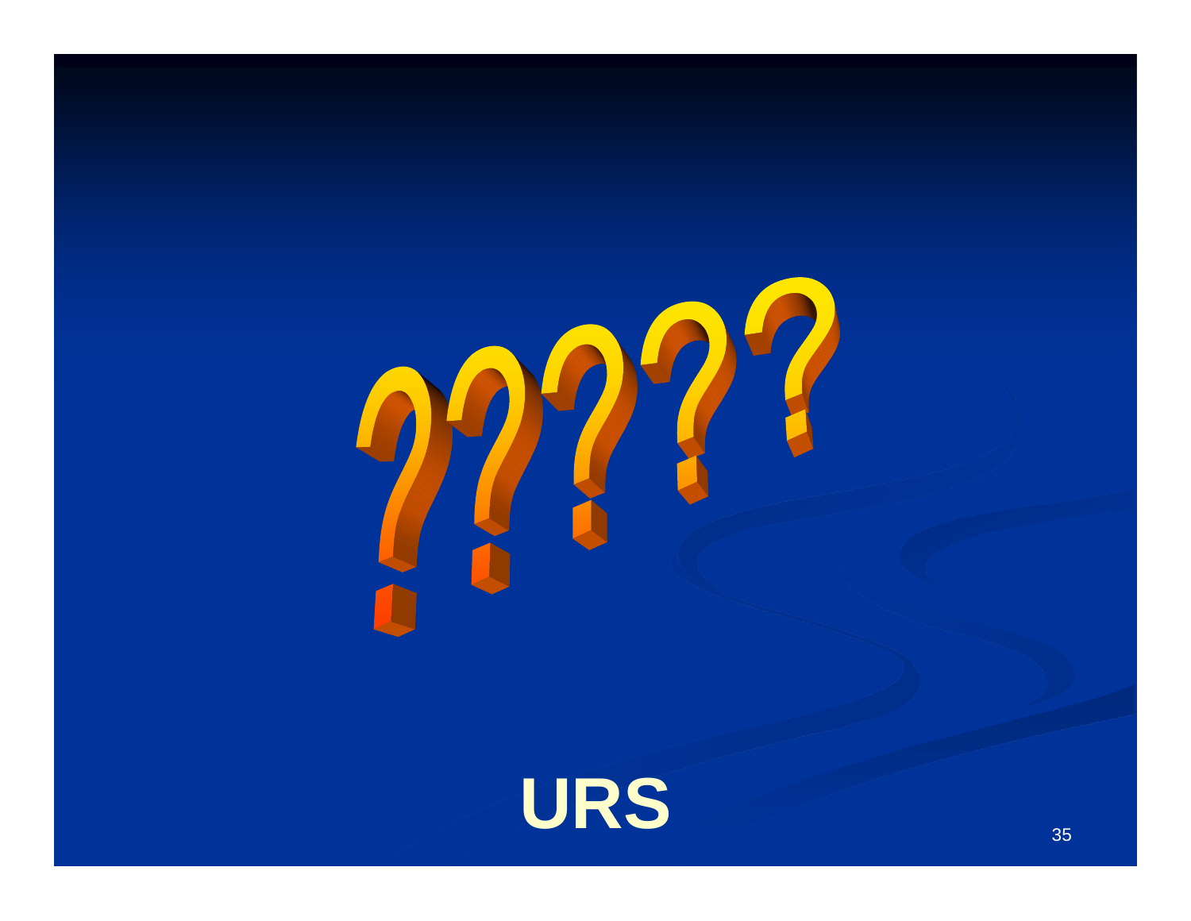# URS